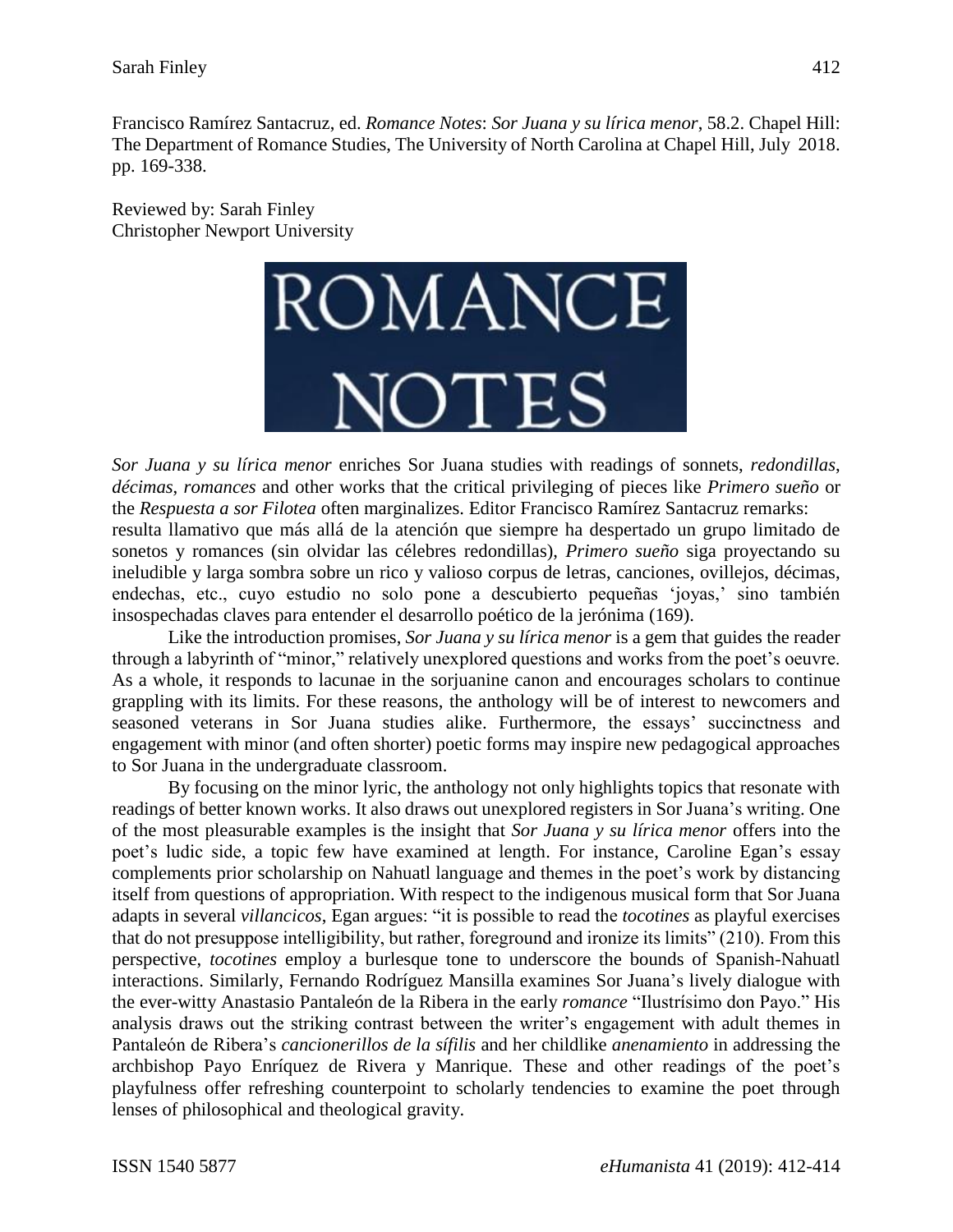Francisco Ramírez Santacruz, ed. *Romance Notes*: *Sor Juana y su lírica menor*, 58.2. Chapel Hill: The Department of Romance Studies, The University of North Carolina at Chapel Hill, July 2018. pp. 169-338.

Reviewed by: Sarah Finley
Christopher Newport University

ROMANCE NOTES

*Sor Juana y su lírica menor* enriches Sor Juana studies with readings of sonnets, *redondillas*, *décimas*, *romances* and other works that the critical privileging of pieces like *Primero sueño* or the *Respuesta a sor Filotea* often marginalizes. Editor Francisco Ramírez Santacruz remarks:

> resulta llamativo que más allá de la atención que siempre ha despertado un grupo limitado de sonetos y romances (sin olvidar las célebres redondillas), *Primero sueño* siga proyectando su ineludible y larga sombra sobre un rico y valioso corpus de letras, canciones, ovillejos, décimas, endechas, etc., cuyo estudio no solo pone a descubierto pequeñas 'joyas,' sino también insospechadas claves para entender el desarrollo poético de la jerónima (169).

Like the introduction promises, *Sor Juana y su lírica menor* is a gem that guides the reader through a labyrinth of "minor," relatively unexplored questions and works from the poet's oeuvre. As a whole, it responds to lacunae in the sorjuanine canon and encourages scholars to continue grappling with its limits. For these reasons, the anthology will be of interest to newcomers and seasoned veterans in Sor Juana studies alike. Furthermore, the essays' succinctness and engagement with minor (and often shorter) poetic forms may inspire new pedagogical approaches to Sor Juana in the undergraduate classroom.

By focusing on the minor lyric, the anthology not only highlights topics that resonate with readings of better known works. It also draws out unexplored registers in Sor Juana's writing. One of the most pleasurable examples is the insight that *Sor Juana y su lírica menor* offers into the poet's ludic side, a topic few have examined at length. For instance, Caroline Egan's essay complements prior scholarship on Nahuatl language and themes in the poet's work by distancing itself from questions of appropriation. With respect to the indigenous musical form that Sor Juana adapts in several *villancicos*, Egan argues: "it is possible to read the *tocotines* as playful exercises that do not presuppose intelligibility, but rather, foreground and ironize its limits" (210). From this perspective, *tocotines* employ a burlesque tone to underscore the bounds of Spanish-Nahuatl interactions. Similarly, Fernando Rodríguez Mansilla examines Sor Juana's lively dialogue with the ever-witty Anastasio Pantaleón de la Ribera in the early *romance* "Ilustrísimo don Payo." His analysis draws out the striking contrast between the writer's engagement with adult themes in Pantaleón de Ribera's *cancionerillos de la sífilis* and her childlike *anenamiento* in addressing the archbishop Payo Enríquez de Rivera y Manrique. These and other readings of the poet's playfulness offer refreshing counterpoint to scholarly tendencies to examine the poet through lenses of philosophical and theological gravity.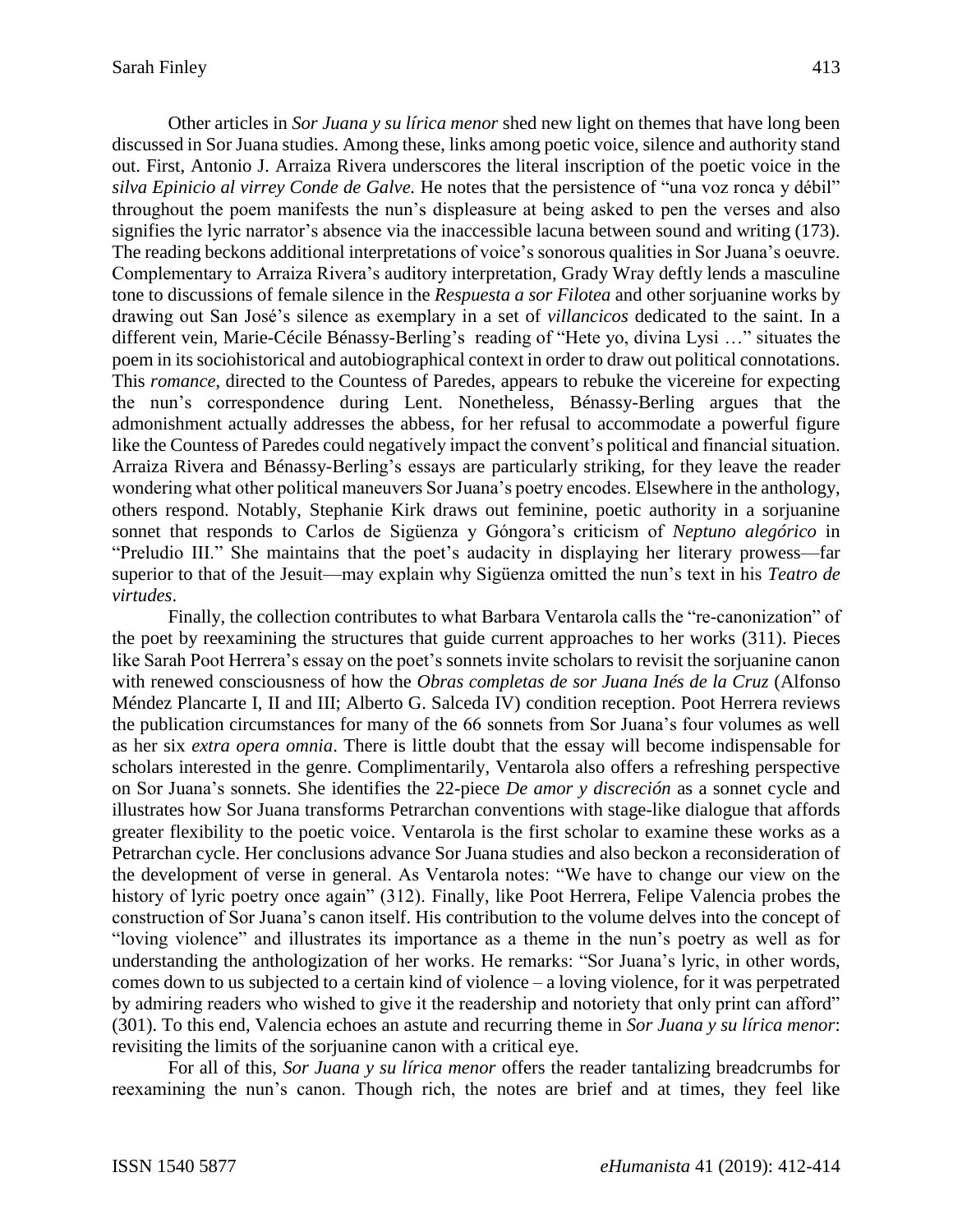Other articles in *Sor Juana y su lírica menor* shed new light on themes that have long been discussed in Sor Juana studies. Among these, links among poetic voice, silence and authority stand out. First, Antonio J. Arraiza Rivera underscores the literal inscription of the poetic voice in the *silva Epinicio al virrey Conde de Galve.* He notes that the persistence of "una voz ronca y débil" throughout the poem manifests the nun's displeasure at being asked to pen the verses and also signifies the lyric narrator's absence via the inaccessible lacuna between sound and writing (173). The reading beckons additional interpretations of voice's sonorous qualities in Sor Juana's oeuvre. Complementary to Arraiza Rivera's auditory interpretation, Grady Wray deftly lends a masculine tone to discussions of female silence in the *Respuesta a sor Filotea* and other sorjuanine works by drawing out San José's silence as exemplary in a set of *villancicos* dedicated to the saint. In a different vein, Marie-Cécile Bénassy-Berling's reading of "Hete yo, divina Lysi …" situates the poem in its sociohistorical and autobiographical context in order to draw out political connotations. This *romance*, directed to the Countess of Paredes, appears to rebuke the vicereine for expecting the nun's correspondence during Lent. Nonetheless, Bénassy-Berling argues that the admonishment actually addresses the abbess, for her refusal to accommodate a powerful figure like the Countess of Paredes could negatively impact the convent's political and financial situation. Arraiza Rivera and Bénassy-Berling's essays are particularly striking, for they leave the reader wondering what other political maneuvers Sor Juana's poetry encodes. Elsewhere in the anthology, others respond. Notably, Stephanie Kirk draws out feminine, poetic authority in a sorjuanine sonnet that responds to Carlos de Sigüenza y Góngora's criticism of *Neptuno alegórico* in "Preludio III." She maintains that the poet's audacity in displaying her literary prowess—far superior to that of the Jesuit—may explain why Sigüenza omitted the nun's text in his *Teatro de virtudes*.

Finally, the collection contributes to what Barbara Ventarola calls the "re-canonization" of the poet by reexamining the structures that guide current approaches to her works (311). Pieces like Sarah Poot Herrera's essay on the poet's sonnets invite scholars to revisit the sorjuanine canon with renewed consciousness of how the *Obras completas de sor Juana Inés de la Cruz* (Alfonso Méndez Plancarte I, II and III; Alberto G. Salceda IV) condition reception. Poot Herrera reviews the publication circumstances for many of the 66 sonnets from Sor Juana's four volumes as well as her six *extra opera omnia*. There is little doubt that the essay will become indispensable for scholars interested in the genre. Complimentarily, Ventarola also offers a refreshing perspective on Sor Juana's sonnets. She identifies the 22-piece *De amor y discreción* as a sonnet cycle and illustrates how Sor Juana transforms Petrarchan conventions with stage-like dialogue that affords greater flexibility to the poetic voice. Ventarola is the first scholar to examine these works as a Petrarchan cycle. Her conclusions advance Sor Juana studies and also beckon a reconsideration of the development of verse in general. As Ventarola notes: "We have to change our view on the history of lyric poetry once again" (312). Finally, like Poot Herrera, Felipe Valencia probes the construction of Sor Juana's canon itself. His contribution to the volume delves into the concept of "loving violence" and illustrates its importance as a theme in the nun's poetry as well as for understanding the anthologization of her works. He remarks: "Sor Juana's lyric, in other words, comes down to us subjected to a certain kind of violence – a loving violence, for it was perpetrated by admiring readers who wished to give it the readership and notoriety that only print can afford" (301). To this end, Valencia echoes an astute and recurring theme in *Sor Juana y su lírica menor*: revisiting the limits of the sorjuanine canon with a critical eye.

For all of this, *Sor Juana y su lírica menor* offers the reader tantalizing breadcrumbs for reexamining the nun's canon. Though rich, the notes are brief and at times, they feel like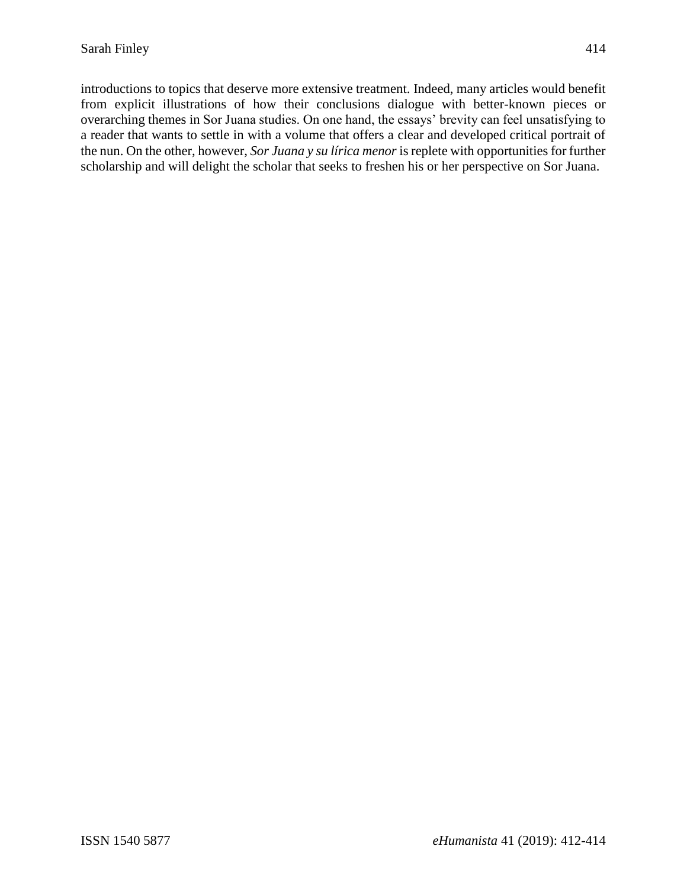introductions to topics that deserve more extensive treatment. Indeed, many articles would benefit from explicit illustrations of how their conclusions dialogue with better-known pieces or overarching themes in Sor Juana studies. On one hand, the essays' brevity can feel unsatisfying to a reader that wants to settle in with a volume that offers a clear and developed critical portrait of the nun. On the other, however, *Sor Juana y su lírica menor* is replete with opportunities for further scholarship and will delight the scholar that seeks to freshen his or her perspective on Sor Juana.